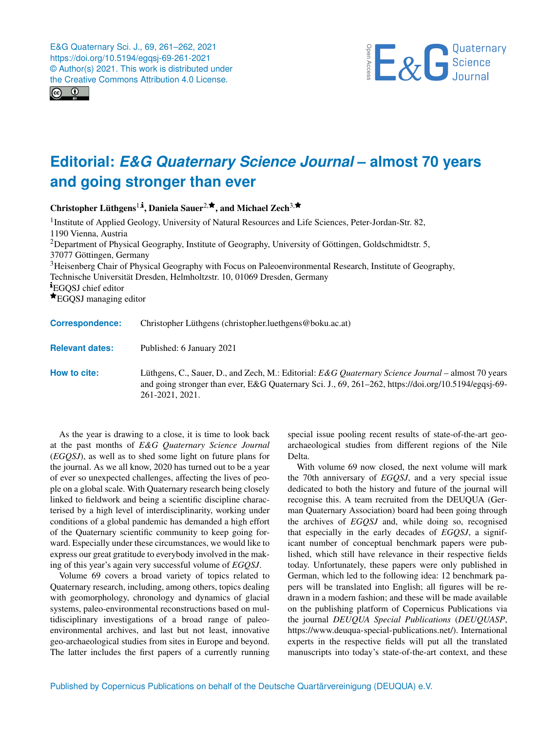# Editorial: *E&G Quaternary Science Journal* – almost 70 years and going stronger than ever

**Christopher Lüthgens**[1,i], **Daniela Sauer**[2,★], **and Michael Zech**[3,★]

[1]Institute of Applied Geology, University of Natural Resources and Life Sciences, Peter-Jordan-Str. 82, 1190 Vienna, Austria
[2]Department of Physical Geography, Institute of Geography, University of Göttingen, Goldschmidtstr. 5, 37077 Göttingen, Germany
[3]Heisenberg Chair of Physical Geography with Focus on Paleoenvironmental Research, Institute of Geography, Technische Universität Dresden, Helmholtzstr. 10, 01069 Dresden, Germany
[i]EGQSJ chief editor
[★]EGQSJ managing editor

**Correspondence:** Christopher Lüthgens (christopher.luethgens@boku.ac.at)

**Relevant dates:** Published: 6 January 2021

**How to cite:** Lüthgens, C., Sauer, D., and Zech, M.: Editorial: *E&G Quaternary Science Journal* – almost 70 years and going stronger than ever, E&G Quaternary Sci. J., 69, 261–262, https://doi.org/10.5194/egqsj-69-261-2021, 2021.

As the year is drawing to a close, it is time to look back at the past months of *E&G Quaternary Science Journal* (*EGQSJ*), as well as to shed some light on future plans for the journal. As we all know, 2020 has turned out to be a year of ever so unexpected challenges, affecting the lives of people on a global scale. With Quaternary research being closely linked to fieldwork and being a scientific discipline characterised by a high level of interdisciplinarity, working under conditions of a global pandemic has demanded a high effort of the Quaternary scientific community to keep going forward. Especially under these circumstances, we would like to express our great gratitude to everybody involved in the making of this year's again very successful volume of *EGQSJ*.

Volume 69 covers a broad variety of topics related to Quaternary research, including, among others, topics dealing with geomorphology, chronology and dynamics of glacial systems, paleo-environmental reconstructions based on multidisciplinary investigations of a broad range of paleoenvironmental archives, and last but not least, innovative geo-archaeological studies from sites in Europe and beyond. The latter includes the first papers of a currently running special issue pooling recent results of state-of-the-art geoarchaeological studies from different regions of the Nile Delta.

With volume 69 now closed, the next volume will mark the 70th anniversary of *EGQSJ*, and a very special issue dedicated to both the history and future of the journal will recognise this. A team recruited from the DEUQUA (German Quaternary Association) board had been going through the archives of *EGQSJ* and, while doing so, recognised that especially in the early decades of *EGQSJ*, a significant number of conceptual benchmark papers were published, which still have relevance in their respective fields today. Unfortunately, these papers were only published in German, which led to the following idea: 12 benchmark papers will be translated into English; all figures will be redrawn in a modern fashion; and these will be made available on the publishing platform of Copernicus Publications via the journal *DEUQUA Special Publications* (*DEUQUASP*, https://www.deuqua-special-publications.net/). International experts in the respective fields will put all the translated manuscripts into today's state-of-the-art context, and these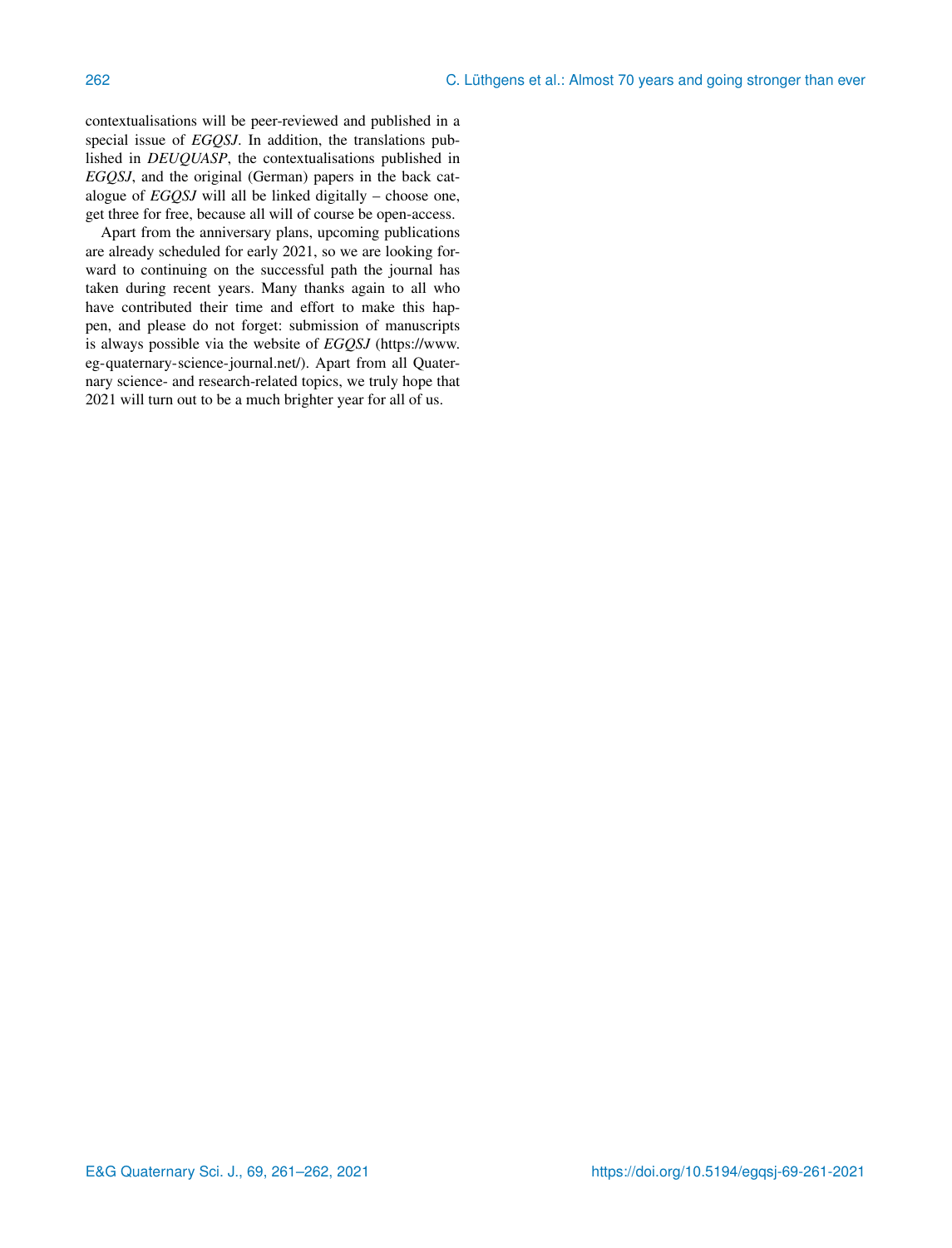contextualisations will be peer-reviewed and published in a special issue of *EGQSJ*. In addition, the translations published in *DEUQUASP*, the contextualisations published in *EGQSJ*, and the original (German) papers in the back catalogue of *EGQSJ* will all be linked digitally – choose one, get three for free, because all will of course be open-access.

Apart from the anniversary plans, upcoming publications are already scheduled for early 2021, so we are looking forward to continuing on the successful path the journal has taken during recent years. Many thanks again to all who have contributed their time and effort to make this happen, and please do not forget: submission of manuscripts is always possible via the website of *EGQSJ* (https://www.eg-quaternary-science-journal.net/). Apart from all Quaternary science- and research-related topics, we truly hope that 2021 will turn out to be a much brighter year for all of us.